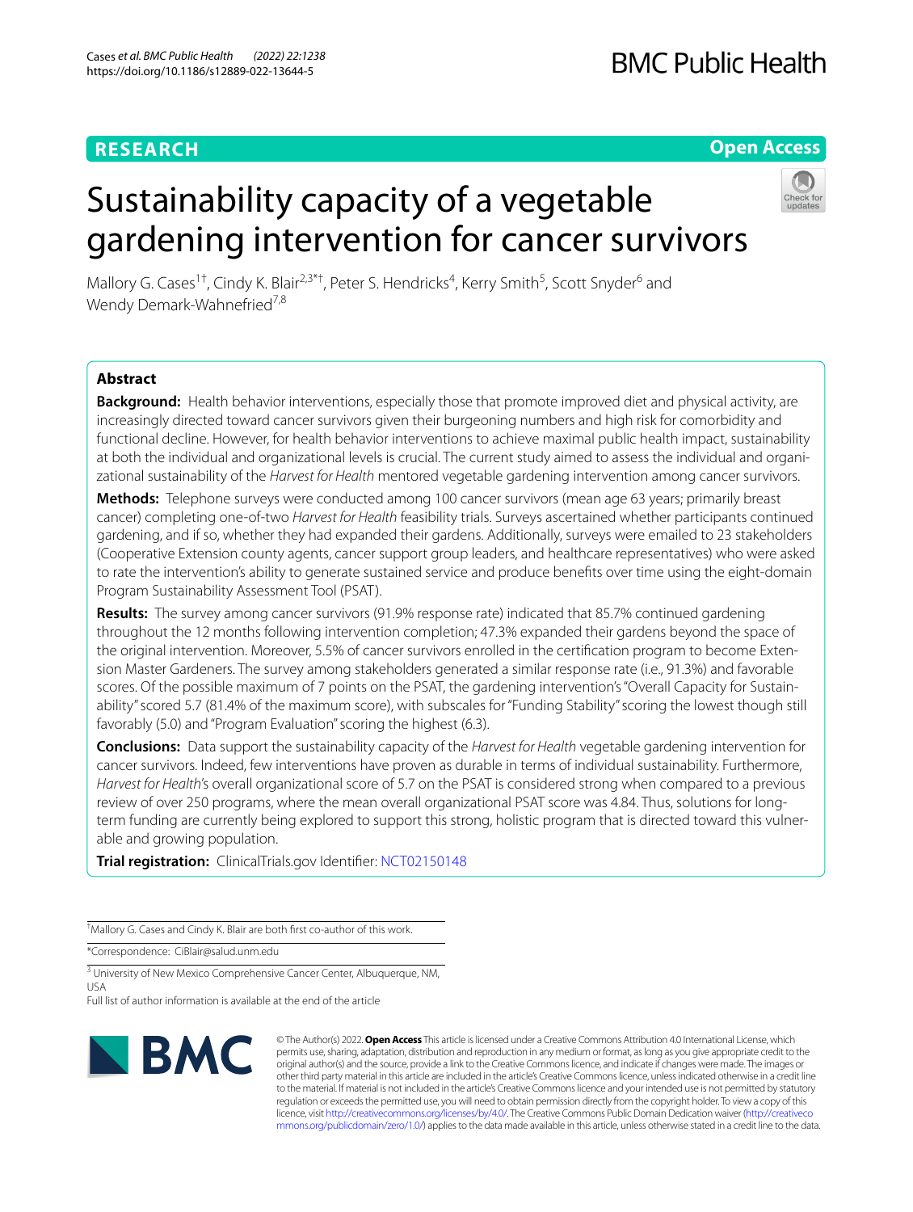# Sustainability capacity of a vegetable gardening intervention for cancer survivors

Mallory G. Cases[1†], Cindy K. Blair[2,3*†], Peter S. Hendricks[4], Kerry Smith[5], Scott Snyder[6] and Wendy Demark-Wahnefried[7,8]

## Abstract

**Background:** Health behavior interventions, especially those that promote improved diet and physical activity, are increasingly directed toward cancer survivors given their burgeoning numbers and high risk for comorbidity and functional decline. However, for health behavior interventions to achieve maximal public health impact, sustainability at both the individual and organizational levels is crucial. The current study aimed to assess the individual and organizational sustainability of the *Harvest for Health* mentored vegetable gardening intervention among cancer survivors.

**Methods:** Telephone surveys were conducted among 100 cancer survivors (mean age 63 years; primarily breast cancer) completing one-of-two *Harvest for Health* feasibility trials. Surveys ascertained whether participants continued gardening, and if so, whether they had expanded their gardens. Additionally, surveys were emailed to 23 stakeholders (Cooperative Extension county agents, cancer support group leaders, and healthcare representatives) who were asked to rate the intervention's ability to generate sustained service and produce benefits over time using the eight-domain Program Sustainability Assessment Tool (PSAT).

**Results:** The survey among cancer survivors (91.9% response rate) indicated that 85.7% continued gardening throughout the 12 months following intervention completion; 47.3% expanded their gardens beyond the space of the original intervention. Moreover, 5.5% of cancer survivors enrolled in the certification program to become Extension Master Gardeners. The survey among stakeholders generated a similar response rate (i.e., 91.3%) and favorable scores. Of the possible maximum of 7 points on the PSAT, the gardening intervention's "Overall Capacity for Sustainability" scored 5.7 (81.4% of the maximum score), with subscales for "Funding Stability" scoring the lowest though still favorably (5.0) and "Program Evaluation" scoring the highest (6.3).

**Conclusions:** Data support the sustainability capacity of the *Harvest for Health* vegetable gardening intervention for cancer survivors. Indeed, few interventions have proven as durable in terms of individual sustainability. Furthermore, *Harvest for Health*'s overall organizational score of 5.7 on the PSAT is considered strong when compared to a previous review of over 250 programs, where the mean overall organizational PSAT score was 4.84. Thus, solutions for long-term funding are currently being explored to support this strong, holistic program that is directed toward this vulnerable and growing population.

**Trial registration:** ClinicalTrials.gov Identifier: NCT02150148

†Mallory G. Cases and Cindy K. Blair are both first co-author of this work.

*Correspondence: CiBlair@salud.unm.edu

[3] University of New Mexico Comprehensive Cancer Center, Albuquerque, NM, USA

Full list of author information is available at the end of the article

© The Author(s) 2022. **Open Access** This article is licensed under a Creative Commons Attribution 4.0 International License, which permits use, sharing, adaptation, distribution and reproduction in any medium or format, as long as you give appropriate credit to the original author(s) and the source, provide a link to the Creative Commons licence, and indicate if changes were made. The images or other third party material in this article are included in the article's Creative Commons licence, unless indicated otherwise in a credit line to the material. If material is not included in the article's Creative Commons licence and your intended use is not permitted by statutory regulation or exceeds the permitted use, you will need to obtain permission directly from the copyright holder. To view a copy of this licence, visit http://creativecommons.org/licenses/by/4.0/. The Creative Commons Public Domain Dedication waiver (http://creativecommons.org/publicdomain/zero/1.0/) applies to the data made available in this article, unless otherwise stated in a credit line to the data.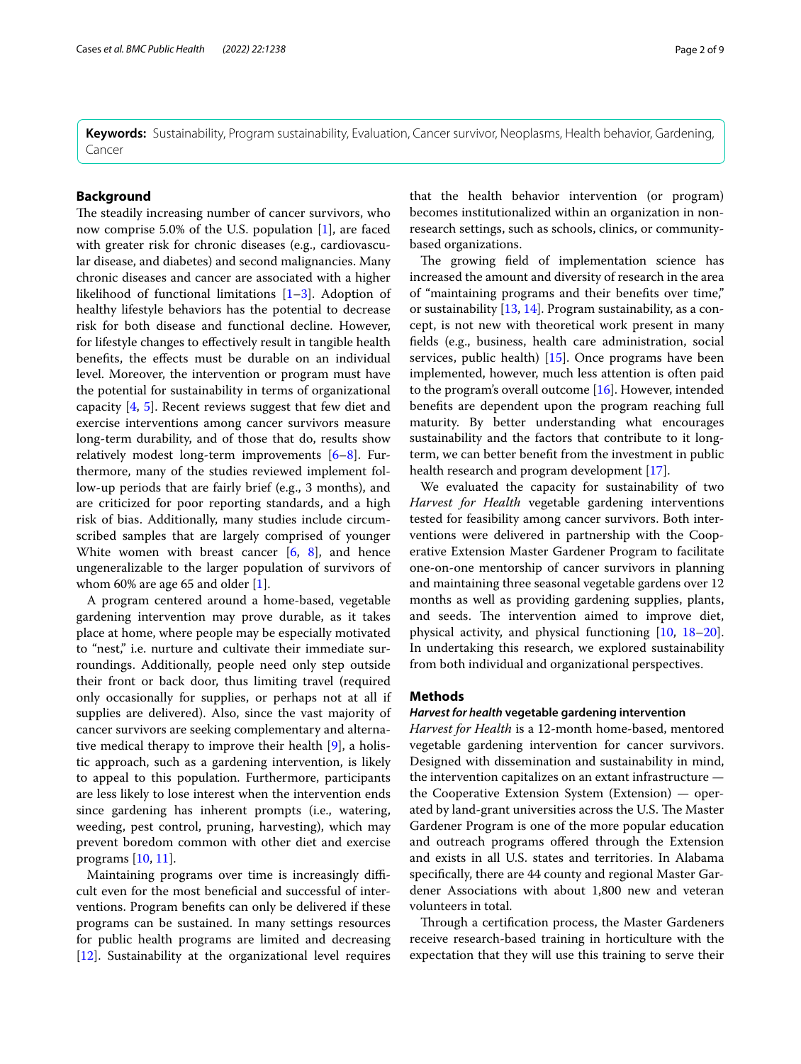**Keywords:** Sustainability, Program sustainability, Evaluation, Cancer survivor, Neoplasms, Health behavior, Gardening, Cancer

## Background

The steadily increasing number of cancer survivors, who now comprise 5.0% of the U.S. population [1], are faced with greater risk for chronic diseases (e.g., cardiovascular disease, and diabetes) and second malignancies. Many chronic diseases and cancer are associated with a higher likelihood of functional limitations [1–3]. Adoption of healthy lifestyle behaviors has the potential to decrease risk for both disease and functional decline. However, for lifestyle changes to effectively result in tangible health benefits, the effects must be durable on an individual level. Moreover, the intervention or program must have the potential for sustainability in terms of organizational capacity [4, 5]. Recent reviews suggest that few diet and exercise interventions among cancer survivors measure long-term durability, and of those that do, results show relatively modest long-term improvements [6–8]. Furthermore, many of the studies reviewed implement follow-up periods that are fairly brief (e.g., 3 months), and are criticized for poor reporting standards, and a high risk of bias. Additionally, many studies include circumscribed samples that are largely comprised of younger White women with breast cancer [6, 8], and hence ungeneralizable to the larger population of survivors of whom 60% are age 65 and older [1].

A program centered around a home-based, vegetable gardening intervention may prove durable, as it takes place at home, where people may be especially motivated to "nest," i.e. nurture and cultivate their immediate surroundings. Additionally, people need only step outside their front or back door, thus limiting travel (required only occasionally for supplies, or perhaps not at all if supplies are delivered). Also, since the vast majority of cancer survivors are seeking complementary and alternative medical therapy to improve their health [9], a holistic approach, such as a gardening intervention, is likely to appeal to this population. Furthermore, participants are less likely to lose interest when the intervention ends since gardening has inherent prompts (i.e., watering, weeding, pest control, pruning, harvesting), which may prevent boredom common with other diet and exercise programs [10, 11].

Maintaining programs over time is increasingly difficult even for the most beneficial and successful of interventions. Program benefits can only be delivered if these programs can be sustained. In many settings resources for public health programs are limited and decreasing [12]. Sustainability at the organizational level requires that the health behavior intervention (or program) becomes institutionalized within an organization in non-research settings, such as schools, clinics, or community-based organizations.

The growing field of implementation science has increased the amount and diversity of research in the area of "maintaining programs and their benefits over time," or sustainability [13, 14]. Program sustainability, as a concept, is not new with theoretical work present in many fields (e.g., business, health care administration, social services, public health) [15]. Once programs have been implemented, however, much less attention is often paid to the program's overall outcome [16]. However, intended benefits are dependent upon the program reaching full maturity. By better understanding what encourages sustainability and the factors that contribute to it long-term, we can better benefit from the investment in public health research and program development [17].

We evaluated the capacity for sustainability of two *Harvest for Health* vegetable gardening interventions tested for feasibility among cancer survivors. Both interventions were delivered in partnership with the Cooperative Extension Master Gardener Program to facilitate one-on-one mentorship of cancer survivors in planning and maintaining three seasonal vegetable gardens over 12 months as well as providing gardening supplies, plants, and seeds. The intervention aimed to improve diet, physical activity, and physical functioning [10, 18–20]. In undertaking this research, we explored sustainability from both individual and organizational perspectives.

## Methods

### *Harvest for health* vegetable gardening intervention

*Harvest for Health* is a 12-month home-based, mentored vegetable gardening intervention for cancer survivors. Designed with dissemination and sustainability in mind, the intervention capitalizes on an extant infrastructure — the Cooperative Extension System (Extension) — operated by land-grant universities across the U.S. The Master Gardener Program is one of the more popular education and outreach programs offered through the Extension and exists in all U.S. states and territories. In Alabama specifically, there are 44 county and regional Master Gardener Associations with about 1,800 new and veteran volunteers in total.

Through a certification process, the Master Gardeners receive research-based training in horticulture with the expectation that they will use this training to serve their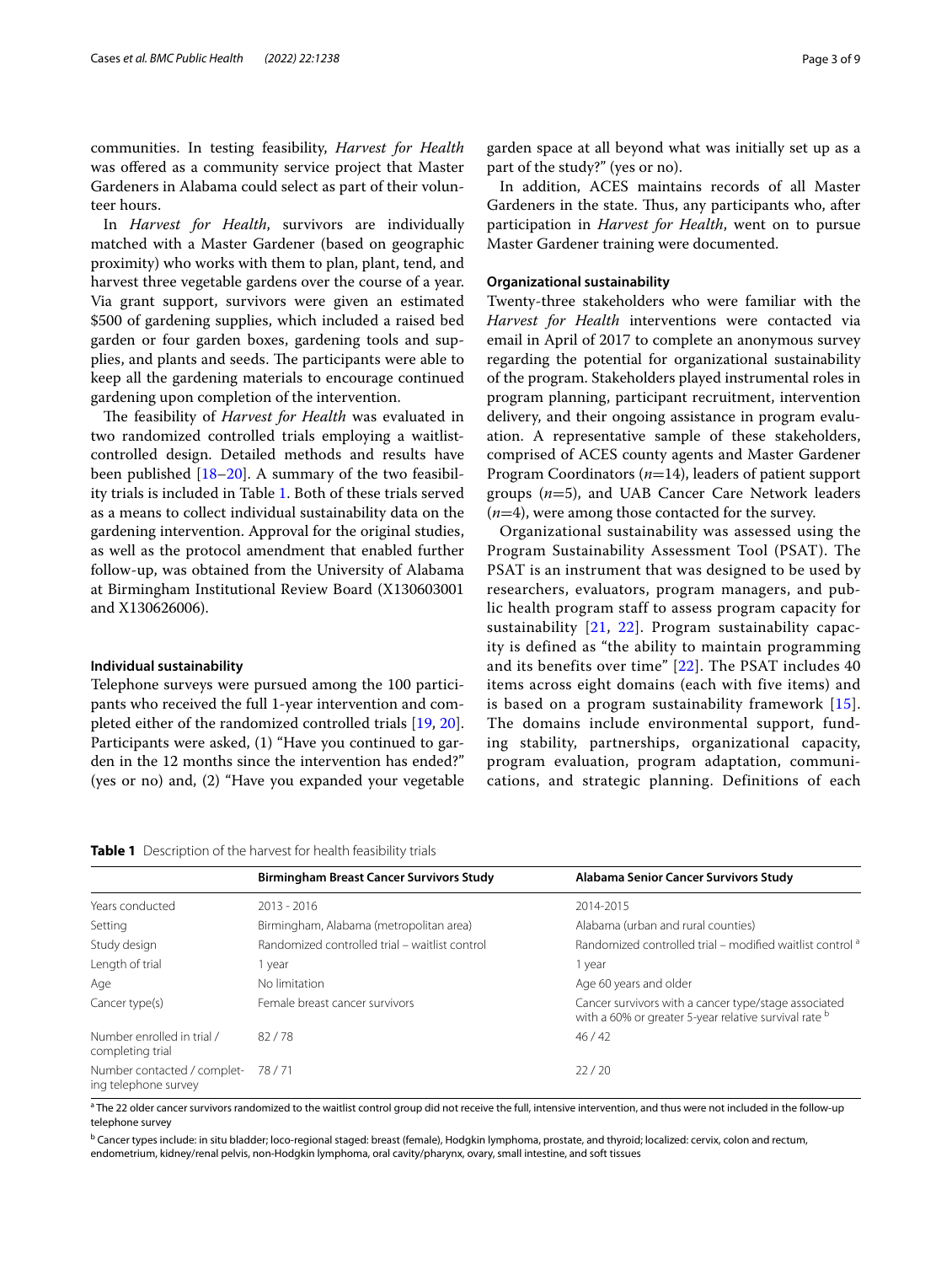communities. In testing feasibility, *Harvest for Health* was offered as a community service project that Master Gardeners in Alabama could select as part of their volunteer hours.

In *Harvest for Health*, survivors are individually matched with a Master Gardener (based on geographic proximity) who works with them to plan, plant, tend, and harvest three vegetable gardens over the course of a year. Via grant support, survivors were given an estimated $500 of gardening supplies, which included a raised bed garden or four garden boxes, gardening tools and supplies, and plants and seeds. The participants were able to keep all the gardening materials to encourage continued gardening upon completion of the intervention.

The feasibility of *Harvest for Health* was evaluated in two randomized controlled trials employing a waitlist-controlled design. Detailed methods and results have been published [18–20]. A summary of the two feasibility trials is included in Table 1. Both of these trials served as a means to collect individual sustainability data on the gardening intervention. Approval for the original studies, as well as the protocol amendment that enabled further follow-up, was obtained from the University of Alabama at Birmingham Institutional Review Board (X130603001 and X130626006).

#### Individual sustainability

Telephone surveys were pursued among the 100 participants who received the full 1-year intervention and completed either of the randomized controlled trials [19, 20]. Participants were asked, (1) "Have you continued to garden in the 12 months since the intervention has ended?" (yes or no) and, (2) "Have you expanded your vegetable garden space at all beyond what was initially set up as a part of the study?" (yes or no).

In addition, ACES maintains records of all Master Gardeners in the state. Thus, any participants who, after participation in *Harvest for Health*, went on to pursue Master Gardener training were documented.

#### Organizational sustainability

Twenty-three stakeholders who were familiar with the *Harvest for Health* interventions were contacted via email in April of 2017 to complete an anonymous survey regarding the potential for organizational sustainability of the program. Stakeholders played instrumental roles in program planning, participant recruitment, intervention delivery, and their ongoing assistance in program evaluation. A representative sample of these stakeholders, comprised of ACES county agents and Master Gardener Program Coordinators ($n$=14), leaders of patient support groups ($n$=5), and UAB Cancer Care Network leaders ($n$=4), were among those contacted for the survey.

Organizational sustainability was assessed using the Program Sustainability Assessment Tool (PSAT). The PSAT is an instrument that was designed to be used by researchers, evaluators, program managers, and public health program staff to assess program capacity for sustainability [21, 22]. Program sustainability capacity is defined as "the ability to maintain programming and its benefits over time" [22]. The PSAT includes 40 items across eight domains (each with five items) and is based on a program sustainability framework [15]. The domains include environmental support, funding stability, partnerships, organizational capacity, program evaluation, program adaptation, communications, and strategic planning. Definitions of each

**Table 1** Description of the harvest for health feasibility trials

| | Birmingham Breast Cancer Survivors Study | Alabama Senior Cancer Survivors Study |
|---|---|---|
| Years conducted | 2013 - 2016 | 2014-2015 |
| Setting | Birmingham, Alabama (metropolitan area) | Alabama (urban and rural counties) |
| Study design | Randomized controlled trial – waitlist control | Randomized controlled trial – modified waitlist control [a] |
| Length of trial | 1 year | 1 year |
| Age | No limitation | Age 60 years and older |
| Cancer type(s) | Female breast cancer survivors | Cancer survivors with a cancer type/stage associated with a 60% or greater 5-year relative survival rate [b] |
| Number enrolled in trial / completing trial | 82 / 78 | 46 / 42 |
| Number contacted / completing telephone survey | 78 / 71 | 22 / 20 |

[a] The 22 older cancer survivors randomized to the waitlist control group did not receive the full, intensive intervention, and thus were not included in the follow-up telephone survey

[b] Cancer types include: in situ bladder; loco-regional staged: breast (female), Hodgkin lymphoma, prostate, and thyroid; localized: cervix, colon and rectum, endometrium, kidney/renal pelvis, non-Hodgkin lymphoma, oral cavity/pharynx, ovary, small intestine, and soft tissues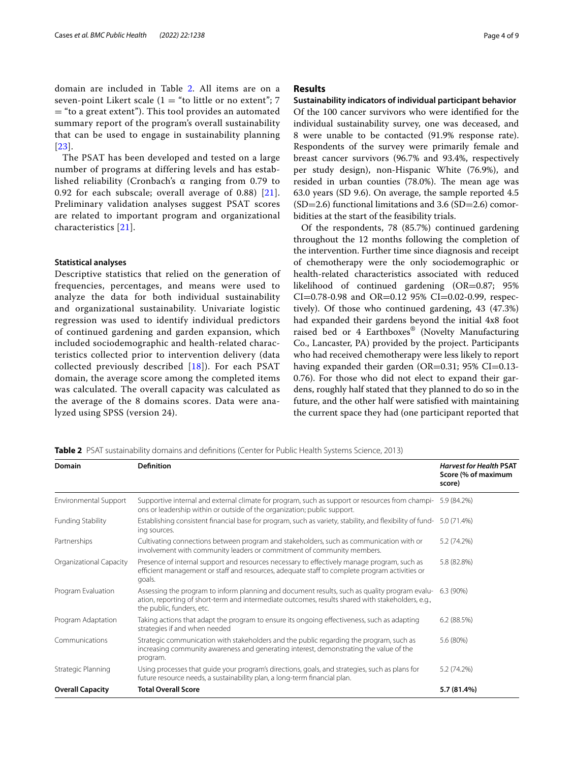domain are included in Table 2. All items are on a seven-point Likert scale (1 = "to little or no extent"; 7 = "to a great extent"). This tool provides an automated summary report of the program's overall sustainability that can be used to engage in sustainability planning [23].

The PSAT has been developed and tested on a large number of programs at differing levels and has established reliability (Cronbach's α ranging from 0.79 to 0.92 for each subscale; overall average of 0.88) [21]. Preliminary validation analyses suggest PSAT scores are related to important program and organizational characteristics [21].

### Statistical analyses

Descriptive statistics that relied on the generation of frequencies, percentages, and means were used to analyze the data for both individual sustainability and organizational sustainability. Univariate logistic regression was used to identify individual predictors of continued gardening and garden expansion, which included sociodemographic and health-related characteristics collected prior to intervention delivery (data collected previously described [18]). For each PSAT domain, the average score among the completed items was calculated. The overall capacity was calculated as the average of the 8 domains scores. Data were analyzed using SPSS (version 24).

## Results

### Sustainability indicators of individual participant behavior

Of the 100 cancer survivors who were identified for the individual sustainability survey, one was deceased, and 8 were unable to be contacted (91.9% response rate). Respondents of the survey were primarily female and breast cancer survivors (96.7% and 93.4%, respectively per study design), non-Hispanic White (76.9%), and resided in urban counties (78.0%). The mean age was 63.0 years (SD 9.6). On average, the sample reported 4.5 (SD=2.6) functional limitations and 3.6 (SD=2.6) comorbidities at the start of the feasibility trials.

Of the respondents, 78 (85.7%) continued gardening throughout the 12 months following the completion of the intervention. Further time since diagnosis and receipt of chemotherapy were the only sociodemographic or health-related characteristics associated with reduced likelihood of continued gardening (OR=0.87; 95% CI=0.78-0.98 and OR=0.12 95% CI=0.02-0.99, respectively). Of those who continued gardening, 43 (47.3%) had expanded their gardens beyond the initial 4x8 foot raised bed or 4 Earthboxes® (Novelty Manufacturing Co., Lancaster, PA) provided by the project. Participants who had received chemotherapy were less likely to report having expanded their garden (OR=0.31; 95% CI=0.13-0.76). For those who did not elect to expand their gardens, roughly half stated that they planned to do so in the future, and the other half were satisfied with maintaining the current space they had (one participant reported that

**Table 2** PSAT sustainability domains and definitions (Center for Public Health Systems Science, 2013)

| Domain | Definition | *Harvest for Health* PSAT Score (% of maximum score) |
|---|---|---|
| Environmental Support | Supportive internal and external climate for program, such as support or resources from champions or leadership within or outside of the organization; public support. | 5.9 (84.2%) |
| Funding Stability | Establishing consistent financial base for program, such as variety, stability, and flexibility of funding sources. | 5.0 (71.4%) |
| Partnerships | Cultivating connections between program and stakeholders, such as communication with or involvement with community leaders or commitment of community members. | 5.2 (74.2%) |
| Organizational Capacity | Presence of internal support and resources necessary to effectively manage program, such as efficient management or staff and resources, adequate staff to complete program activities or goals. | 5.8 (82.8%) |
| Program Evaluation | Assessing the program to inform planning and document results, such as quality program evaluation, reporting of short-term and intermediate outcomes, results shared with stakeholders, e.g., the public, funders, etc. | 6.3 (90%) |
| Program Adaptation | Taking actions that adapt the program to ensure its ongoing effectiveness, such as adapting strategies if and when needed | 6.2 (88.5%) |
| Communications | Strategic communication with stakeholders and the public regarding the program, such as increasing community awareness and generating interest, demonstrating the value of the program. | 5.6 (80%) |
| Strategic Planning | Using processes that guide your program's directions, goals, and strategies, such as plans for future resource needs, a sustainability plan, a long-term financial plan. | 5.2 (74.2%) |
| **Overall Capacity** | **Total Overall Score** | **5.7 (81.4%)** |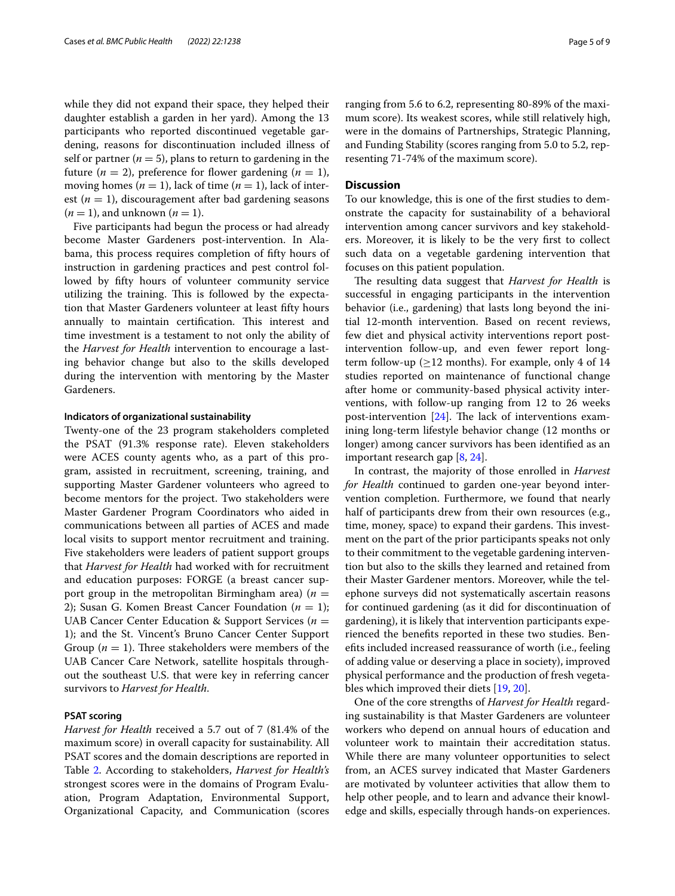while they did not expand their space, they helped their daughter establish a garden in her yard). Among the 13 participants who reported discontinued vegetable gardening, reasons for discontinuation included illness of self or partner ($n = 5$), plans to return to gardening in the future ($n = 2$), preference for flower gardening ($n = 1$), moving homes ($n = 1$), lack of time ($n = 1$), lack of interest ($n = 1$), discouragement after bad gardening seasons ($n = 1$), and unknown ($n = 1$).

Five participants had begun the process or had already become Master Gardeners post-intervention. In Alabama, this process requires completion of fifty hours of instruction in gardening practices and pest control followed by fifty hours of volunteer community service utilizing the training. This is followed by the expectation that Master Gardeners volunteer at least fifty hours annually to maintain certification. This interest and time investment is a testament to not only the ability of the *Harvest for Health* intervention to encourage a lasting behavior change but also to the skills developed during the intervention with mentoring by the Master Gardeners.

#### Indicators of organizational sustainability

Twenty-one of the 23 program stakeholders completed the PSAT (91.3% response rate). Eleven stakeholders were ACES county agents who, as a part of this program, assisted in recruitment, screening, training, and supporting Master Gardener volunteers who agreed to become mentors for the project. Two stakeholders were Master Gardener Program Coordinators who aided in communications between all parties of ACES and made local visits to support mentor recruitment and training. Five stakeholders were leaders of patient support groups that *Harvest for Health* had worked with for recruitment and education purposes: FORGE (a breast cancer support group in the metropolitan Birmingham area) ($n = 2$); Susan G. Komen Breast Cancer Foundation ($n = 1$); UAB Cancer Center Education & Support Services ($n = 1$); and the St. Vincent's Bruno Cancer Center Support Group ($n = 1$). Three stakeholders were members of the UAB Cancer Care Network, satellite hospitals throughout the southeast U.S. that were key in referring cancer survivors to *Harvest for Health*.

#### PSAT scoring

*Harvest for Health* received a 5.7 out of 7 (81.4% of the maximum score) in overall capacity for sustainability. All PSAT scores and the domain descriptions are reported in Table 2. According to stakeholders, *Harvest for Health's* strongest scores were in the domains of Program Evaluation, Program Adaptation, Environmental Support, Organizational Capacity, and Communication (scores ranging from 5.6 to 6.2, representing 80-89% of the maximum score). Its weakest scores, while still relatively high, were in the domains of Partnerships, Strategic Planning, and Funding Stability (scores ranging from 5.0 to 5.2, representing 71-74% of the maximum score).

## Discussion

To our knowledge, this is one of the first studies to demonstrate the capacity for sustainability of a behavioral intervention among cancer survivors and key stakeholders. Moreover, it is likely to be the very first to collect such data on a vegetable gardening intervention that focuses on this patient population.

The resulting data suggest that *Harvest for Health* is successful in engaging participants in the intervention behavior (i.e., gardening) that lasts long beyond the initial 12-month intervention. Based on recent reviews, few diet and physical activity interventions report post-intervention follow-up, and even fewer report long-term follow-up ($\geq$12 months). For example, only 4 of 14 studies reported on maintenance of functional change after home or community-based physical activity interventions, with follow-up ranging from 12 to 26 weeks post-intervention [24]. The lack of interventions examining long-term lifestyle behavior change (12 months or longer) among cancer survivors has been identified as an important research gap [8, 24].

In contrast, the majority of those enrolled in *Harvest for Health* continued to garden one-year beyond intervention completion. Furthermore, we found that nearly half of participants drew from their own resources (e.g., time, money, space) to expand their gardens. This investment on the part of the prior participants speaks not only to their commitment to the vegetable gardening intervention but also to the skills they learned and retained from their Master Gardener mentors. Moreover, while the telephone surveys did not systematically ascertain reasons for continued gardening (as it did for discontinuation of gardening), it is likely that intervention participants experienced the benefits reported in these two studies. Benefits included increased reassurance of worth (i.e., feeling of adding value or deserving a place in society), improved physical performance and the production of fresh vegetables which improved their diets [19, 20].

One of the core strengths of *Harvest for Health* regarding sustainability is that Master Gardeners are volunteer workers who depend on annual hours of education and volunteer work to maintain their accreditation status. While there are many volunteer opportunities to select from, an ACES survey indicated that Master Gardeners are motivated by volunteer activities that allow them to help other people, and to learn and advance their knowledge and skills, especially through hands-on experiences.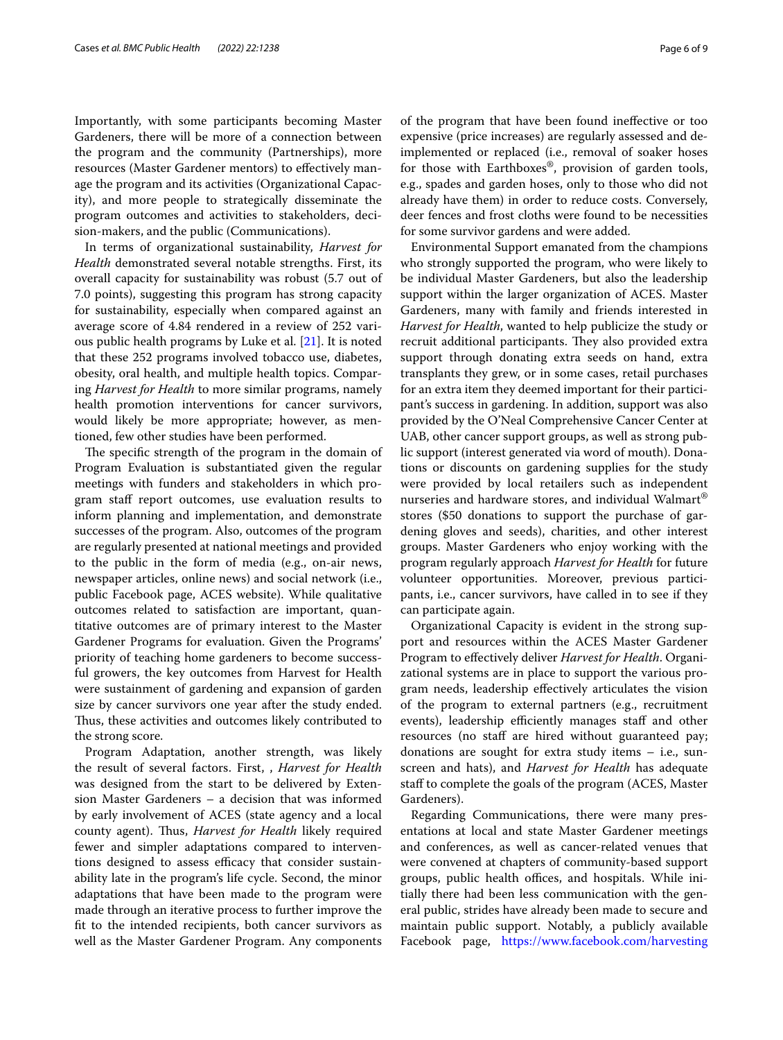Importantly, with some participants becoming Master Gardeners, there will be more of a connection between the program and the community (Partnerships), more resources (Master Gardener mentors) to effectively manage the program and its activities (Organizational Capacity), and more people to strategically disseminate the program outcomes and activities to stakeholders, decision-makers, and the public (Communications).

In terms of organizational sustainability, *Harvest for Health* demonstrated several notable strengths. First, its overall capacity for sustainability was robust (5.7 out of 7.0 points), suggesting this program has strong capacity for sustainability, especially when compared against an average score of 4.84 rendered in a review of 252 various public health programs by Luke et al. [21]. It is noted that these 252 programs involved tobacco use, diabetes, obesity, oral health, and multiple health topics. Comparing *Harvest for Health* to more similar programs, namely health promotion interventions for cancer survivors, would likely be more appropriate; however, as mentioned, few other studies have been performed.

The specific strength of the program in the domain of Program Evaluation is substantiated given the regular meetings with funders and stakeholders in which program staff report outcomes, use evaluation results to inform planning and implementation, and demonstrate successes of the program. Also, outcomes of the program are regularly presented at national meetings and provided to the public in the form of media (e.g., on-air news, newspaper articles, online news) and social network (i.e., public Facebook page, ACES website). While qualitative outcomes related to satisfaction are important, quantitative outcomes are of primary interest to the Master Gardener Programs for evaluation. Given the Programs' priority of teaching home gardeners to become successful growers, the key outcomes from Harvest for Health were sustainment of gardening and expansion of garden size by cancer survivors one year after the study ended. Thus, these activities and outcomes likely contributed to the strong score.

Program Adaptation, another strength, was likely the result of several factors. First, , *Harvest for Health* was designed from the start to be delivered by Extension Master Gardeners – a decision that was informed by early involvement of ACES (state agency and a local county agent). Thus, *Harvest for Health* likely required fewer and simpler adaptations compared to interventions designed to assess efficacy that consider sustainability late in the program's life cycle. Second, the minor adaptations that have been made to the program were made through an iterative process to further improve the fit to the intended recipients, both cancer survivors as well as the Master Gardener Program. Any components of the program that have been found ineffective or too expensive (price increases) are regularly assessed and de-implemented or replaced (i.e., removal of soaker hoses for those with Earthboxes®, provision of garden tools, e.g., spades and garden hoses, only to those who did not already have them) in order to reduce costs. Conversely, deer fences and frost cloths were found to be necessities for some survivor gardens and were added.

Environmental Support emanated from the champions who strongly supported the program, who were likely to be individual Master Gardeners, but also the leadership support within the larger organization of ACES. Master Gardeners, many with family and friends interested in *Harvest for Health*, wanted to help publicize the study or recruit additional participants. They also provided extra support through donating extra seeds on hand, extra transplants they grew, or in some cases, retail purchases for an extra item they deemed important for their participant's success in gardening. In addition, support was also provided by the O'Neal Comprehensive Cancer Center at UAB, other cancer support groups, as well as strong public support (interest generated via word of mouth). Donations or discounts on gardening supplies for the study were provided by local retailers such as independent nurseries and hardware stores, and individual Walmart® stores ($50 donations to support the purchase of gardening gloves and seeds), charities, and other interest groups. Master Gardeners who enjoy working with the program regularly approach *Harvest for Health* for future volunteer opportunities. Moreover, previous participants, i.e., cancer survivors, have called in to see if they can participate again.

Organizational Capacity is evident in the strong support and resources within the ACES Master Gardener Program to effectively deliver *Harvest for Health*. Organizational systems are in place to support the various program needs, leadership effectively articulates the vision of the program to external partners (e.g., recruitment events), leadership efficiently manages staff and other resources (no staff are hired without guaranteed pay; donations are sought for extra study items – i.e., sunscreen and hats), and *Harvest for Health* has adequate staff to complete the goals of the program (ACES, Master Gardeners).

Regarding Communications, there were many presentations at local and state Master Gardener meetings and conferences, as well as cancer-related venues that were convened at chapters of community-based support groups, public health offices, and hospitals. While initially there had been less communication with the general public, strides have already been made to secure and maintain public support. Notably, a publicly available Facebook page, https://www.facebook.com/harvesting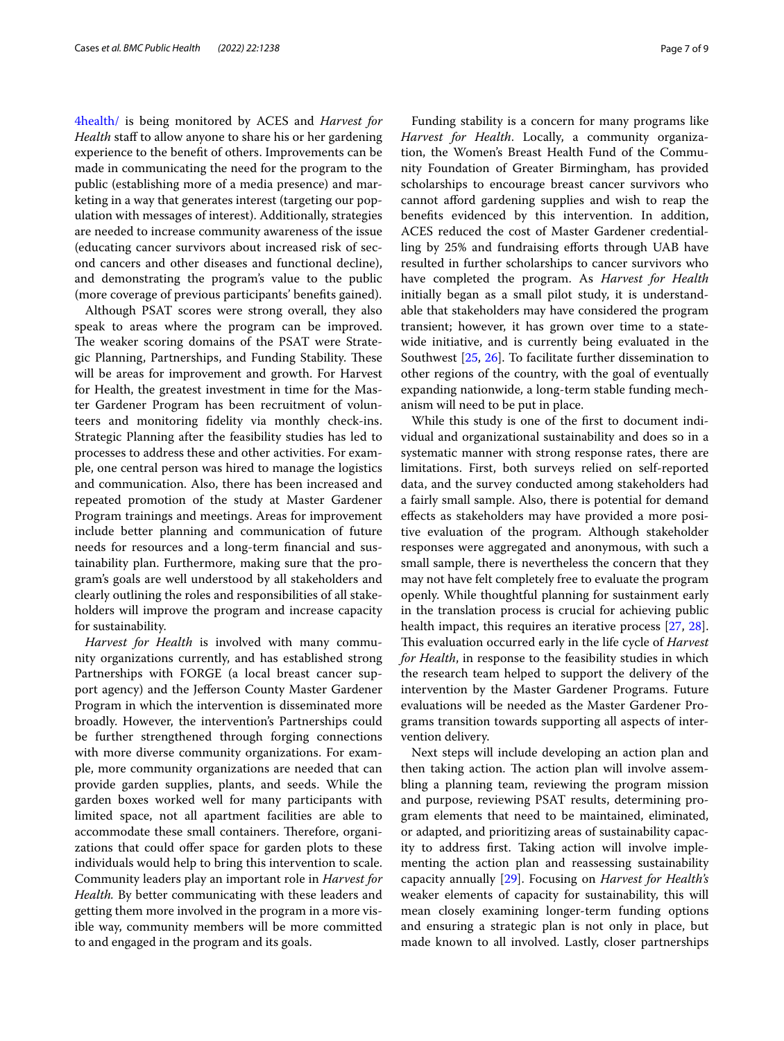4health/ is being monitored by ACES and *Harvest for Health* staff to allow anyone to share his or her gardening experience to the benefit of others. Improvements can be made in communicating the need for the program to the public (establishing more of a media presence) and marketing in a way that generates interest (targeting our population with messages of interest). Additionally, strategies are needed to increase community awareness of the issue (educating cancer survivors about increased risk of second cancers and other diseases and functional decline), and demonstrating the program's value to the public (more coverage of previous participants' benefits gained).

Although PSAT scores were strong overall, they also speak to areas where the program can be improved. The weaker scoring domains of the PSAT were Strategic Planning, Partnerships, and Funding Stability. These will be areas for improvement and growth. For Harvest for Health, the greatest investment in time for the Master Gardener Program has been recruitment of volunteers and monitoring fidelity via monthly check-ins. Strategic Planning after the feasibility studies has led to processes to address these and other activities. For example, one central person was hired to manage the logistics and communication. Also, there has been increased and repeated promotion of the study at Master Gardener Program trainings and meetings. Areas for improvement include better planning and communication of future needs for resources and a long-term financial and sustainability plan. Furthermore, making sure that the program's goals are well understood by all stakeholders and clearly outlining the roles and responsibilities of all stakeholders will improve the program and increase capacity for sustainability.

*Harvest for Health* is involved with many community organizations currently, and has established strong Partnerships with FORGE (a local breast cancer support agency) and the Jefferson County Master Gardener Program in which the intervention is disseminated more broadly. However, the intervention's Partnerships could be further strengthened through forging connections with more diverse community organizations. For example, more community organizations are needed that can provide garden supplies, plants, and seeds. While the garden boxes worked well for many participants with limited space, not all apartment facilities are able to accommodate these small containers. Therefore, organizations that could offer space for garden plots to these individuals would help to bring this intervention to scale. Community leaders play an important role in *Harvest for Health.* By better communicating with these leaders and getting them more involved in the program in a more visible way, community members will be more committed to and engaged in the program and its goals.

Funding stability is a concern for many programs like *Harvest for Health*. Locally, a community organization, the Women's Breast Health Fund of the Community Foundation of Greater Birmingham, has provided scholarships to encourage breast cancer survivors who cannot afford gardening supplies and wish to reap the benefits evidenced by this intervention. In addition, ACES reduced the cost of Master Gardener credentialling by 25% and fundraising efforts through UAB have resulted in further scholarships to cancer survivors who have completed the program. As *Harvest for Health* initially began as a small pilot study, it is understandable that stakeholders may have considered the program transient; however, it has grown over time to a statewide initiative, and is currently being evaluated in the Southwest [25, 26]. To facilitate further dissemination to other regions of the country, with the goal of eventually expanding nationwide, a long-term stable funding mechanism will need to be put in place.

While this study is one of the first to document individual and organizational sustainability and does so in a systematic manner with strong response rates, there are limitations. First, both surveys relied on self-reported data, and the survey conducted among stakeholders had a fairly small sample. Also, there is potential for demand effects as stakeholders may have provided a more positive evaluation of the program. Although stakeholder responses were aggregated and anonymous, with such a small sample, there is nevertheless the concern that they may not have felt completely free to evaluate the program openly. While thoughtful planning for sustainment early in the translation process is crucial for achieving public health impact, this requires an iterative process [27, 28]. This evaluation occurred early in the life cycle of *Harvest for Health*, in response to the feasibility studies in which the research team helped to support the delivery of the intervention by the Master Gardener Programs. Future evaluations will be needed as the Master Gardener Programs transition towards supporting all aspects of intervention delivery.

Next steps will include developing an action plan and then taking action. The action plan will involve assembling a planning team, reviewing the program mission and purpose, reviewing PSAT results, determining program elements that need to be maintained, eliminated, or adapted, and prioritizing areas of sustainability capacity to address first. Taking action will involve implementing the action plan and reassessing sustainability capacity annually [29]. Focusing on *Harvest for Health's* weaker elements of capacity for sustainability, this will mean closely examining longer-term funding options and ensuring a strategic plan is not only in place, but made known to all involved. Lastly, closer partnerships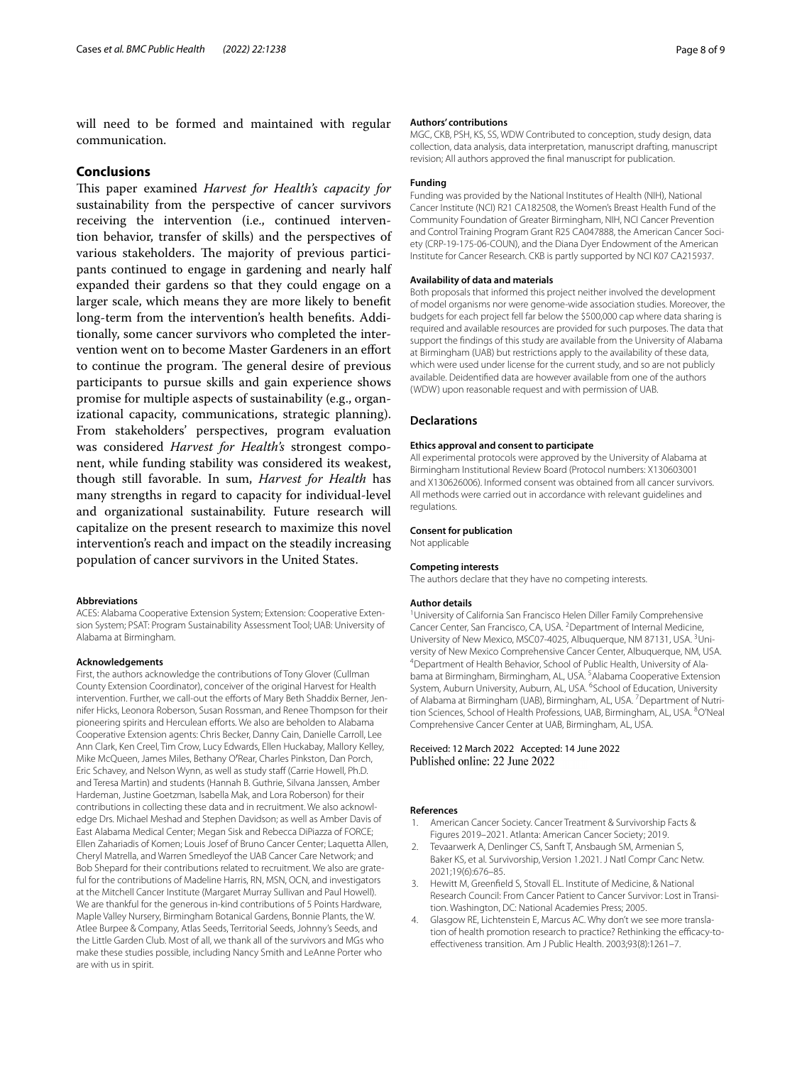will need to be formed and maintained with regular communication.

## Conclusions

This paper examined *Harvest for Health's capacity for* sustainability from the perspective of cancer survivors receiving the intervention (i.e., continued intervention behavior, transfer of skills) and the perspectives of various stakeholders. The majority of previous participants continued to engage in gardening and nearly half expanded their gardens so that they could engage on a larger scale, which means they are more likely to benefit long-term from the intervention's health benefits. Additionally, some cancer survivors who completed the intervention went on to become Master Gardeners in an effort to continue the program. The general desire of previous participants to pursue skills and gain experience shows promise for multiple aspects of sustainability (e.g., organizational capacity, communications, strategic planning). From stakeholders' perspectives, program evaluation was considered *Harvest for Health's* strongest component, while funding stability was considered its weakest, though still favorable. In sum, *Harvest for Health* has many strengths in regard to capacity for individual-level and organizational sustainability. Future research will capitalize on the present research to maximize this novel intervention's reach and impact on the steadily increasing population of cancer survivors in the United States.

#### Abbreviations

ACES: Alabama Cooperative Extension System; Extension: Cooperative Extension System; PSAT: Program Sustainability Assessment Tool; UAB: University of Alabama at Birmingham.

#### Acknowledgements

First, the authors acknowledge the contributions of Tony Glover (Cullman County Extension Coordinator), conceiver of the original Harvest for Health intervention. Further, we call-out the efforts of Mary Beth Shaddix Berner, Jennifer Hicks, Leonora Roberson, Susan Rossman, and Renee Thompson for their pioneering spirits and Herculean efforts. We also are beholden to Alabama Cooperative Extension agents: Chris Becker, Danny Cain, Danielle Carroll, Lee Ann Clark, Ken Creel, Tim Crow, Lucy Edwards, Ellen Huckabay, Mallory Kelley, Mike McQueen, James Miles, Bethany O'Rear, Charles Pinkston, Dan Porch, Eric Schavey, and Nelson Wynn, as well as study staff (Carrie Howell, Ph.D. and Teresa Martin) and students (Hannah B. Guthrie, Silvana Janssen, Amber Hardeman, Justine Goetzman, Isabella Mak, and Lora Roberson) for their contributions in collecting these data and in recruitment. We also acknowledge Drs. Michael Meshad and Stephen Davidson; as well as Amber Davis of East Alabama Medical Center; Megan Sisk and Rebecca DiPiazza of FORCE; Ellen Zahariadis of Komen; Louis Josef of Bruno Cancer Center; Laquetta Allen, Cheryl Matrella, and Warren Smedleyof the UAB Cancer Care Network; and Bob Shepard for their contributions related to recruitment. We also are grateful for the contributions of Madeline Harris, RN, MSN, OCN, and investigators at the Mitchell Cancer Institute (Margaret Murray Sullivan and Paul Howell). We are thankful for the generous in-kind contributions of 5 Points Hardware, Maple Valley Nursery, Birmingham Botanical Gardens, Bonnie Plants, the W. Atlee Burpee & Company, Atlas Seeds, Territorial Seeds, Johnny's Seeds, and the Little Garden Club. Most of all, we thank all of the survivors and MGs who make these studies possible, including Nancy Smith and LeAnne Porter who are with us in spirit.

#### Authors' contributions

MGC, CKB, PSH, KS, SS, WDW Contributed to conception, study design, data collection, data analysis, data interpretation, manuscript drafting, manuscript revision; All authors approved the final manuscript for publication.

#### Funding

Funding was provided by the National Institutes of Health (NIH), National Cancer Institute (NCI) R21 CA182508, the Women's Breast Health Fund of the Community Foundation of Greater Birmingham, NIH, NCI Cancer Prevention and Control Training Program Grant R25 CA047888, the American Cancer Society (CRP-19-175-06-COUN), and the Diana Dyer Endowment of the American Institute for Cancer Research. CKB is partly supported by NCI K07 CA215937.

#### Availability of data and materials

Both proposals that informed this project neither involved the development of model organisms nor were genome-wide association studies. Moreover, the budgets for each project fell far below the $500,000 cap where data sharing is required and available resources are provided for such purposes. The data that support the findings of this study are available from the University of Alabama at Birmingham (UAB) but restrictions apply to the availability of these data, which were used under license for the current study, and so are not publicly available. Deidentified data are however available from one of the authors (WDW) upon reasonable request and with permission of UAB.

## Declarations

#### Ethics approval and consent to participate

All experimental protocols were approved by the University of Alabama at Birmingham Institutional Review Board (Protocol numbers: X130603001 and X130626006). Informed consent was obtained from all cancer survivors. All methods were carried out in accordance with relevant guidelines and regulations.

#### Consent for publication

Not applicable

#### Competing interests

The authors declare that they have no competing interests.

#### Author details

[1]University of California San Francisco Helen Diller Family Comprehensive Cancer Center, San Francisco, CA, USA. [2]Department of Internal Medicine, University of New Mexico, MSC07-4025, Albuquerque, NM 87131, USA. [3]University of New Mexico Comprehensive Cancer Center, Albuquerque, NM, USA. [4]Department of Health Behavior, School of Public Health, University of Alabama at Birmingham, Birmingham, AL, USA. [5]Alabama Cooperative Extension System, Auburn University, Auburn, AL, USA. [6]School of Education, University of Alabama at Birmingham (UAB), Birmingham, AL, USA. [7]Department of Nutrition Sciences, School of Health Professions, UAB, Birmingham, AL, USA. [8]O'Neal Comprehensive Cancer Center at UAB, Birmingham, AL, USA.

Received: 12 March 2022 Accepted: 14 June 2022
Published online: 22 June 2022

#### References

1. American Cancer Society. Cancer Treatment & Survivorship Facts & Figures 2019–2021. Atlanta: American Cancer Society; 2019.
2. Tevaarwerk A, Denlinger CS, Sanft T, Ansbaugh SM, Armenian S, Baker KS, et al. Survivorship, Version 1.2021. J Natl Compr Canc Netw. 2021;19(6):676–85.
3. Hewitt M, Greenfield S, Stovall EL. Institute of Medicine, & National Research Council: From Cancer Patient to Cancer Survivor: Lost in Transition. Washington, DC: National Academies Press; 2005.
4. Glasgow RE, Lichtenstein E, Marcus AC. Why don't we see more translation of health promotion research to practice? Rethinking the efficacy-to-effectiveness transition. Am J Public Health. 2003;93(8):1261–7.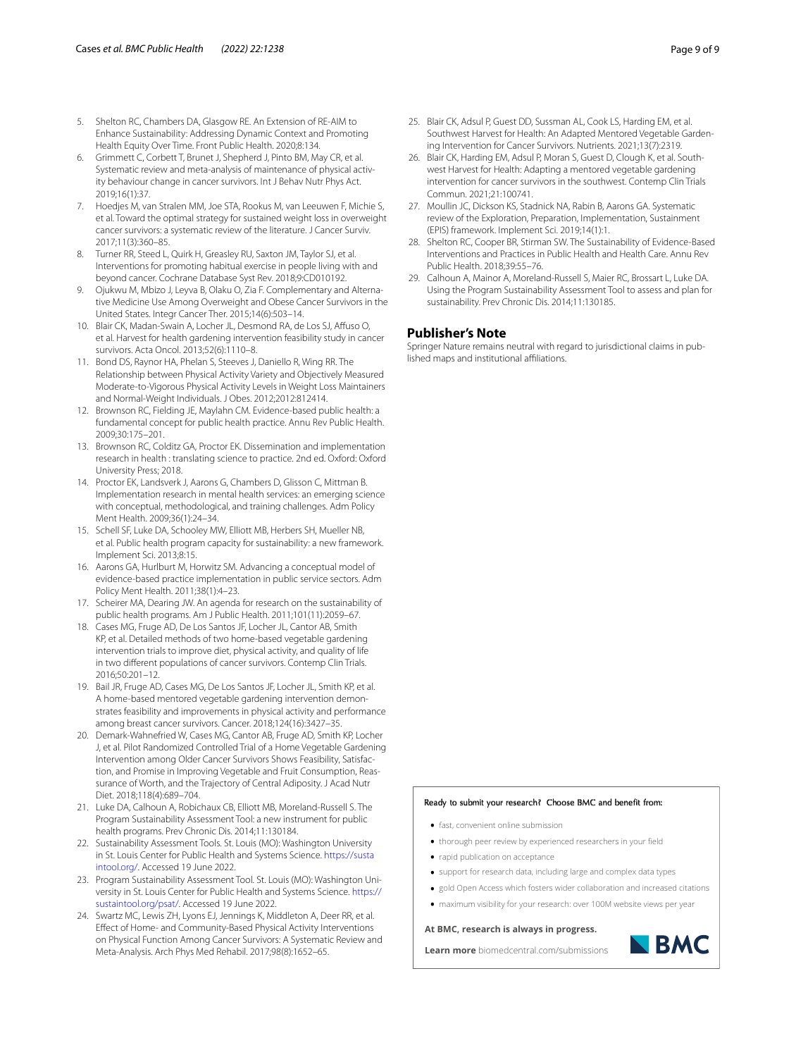5. Shelton RC, Chambers DA, Glasgow RE. An Extension of RE-AIM to Enhance Sustainability: Addressing Dynamic Context and Promoting Health Equity Over Time. Front Public Health. 2020;8:134.
6. Grimmett C, Corbett T, Brunet J, Shepherd J, Pinto BM, May CR, et al. Systematic review and meta-analysis of maintenance of physical activity behaviour change in cancer survivors. Int J Behav Nutr Phys Act. 2019;16(1):37.
7. Hoedjes M, van Stralen MM, Joe STA, Rookus M, van Leeuwen F, Michie S, et al. Toward the optimal strategy for sustained weight loss in overweight cancer survivors: a systematic review of the literature. J Cancer Surviv. 2017;11(3):360–85.
8. Turner RR, Steed L, Quirk H, Greasley RU, Saxton JM, Taylor SJ, et al. Interventions for promoting habitual exercise in people living with and beyond cancer. Cochrane Database Syst Rev. 2018;9:CD010192.
9. Ojukwu M, Mbizo J, Leyva B, Olaku O, Zia F. Complementary and Alternative Medicine Use Among Overweight and Obese Cancer Survivors in the United States. Integr Cancer Ther. 2015;14(6):503–14.
10. Blair CK, Madan-Swain A, Locher JL, Desmond RA, de Los SJ, Affuso O, et al. Harvest for health gardening intervention feasibility study in cancer survivors. Acta Oncol. 2013;52(6):1110–8.
11. Bond DS, Raynor HA, Phelan S, Steeves J, Daniello R, Wing RR. The Relationship between Physical Activity Variety and Objectively Measured Moderate-to-Vigorous Physical Activity Levels in Weight Loss Maintainers and Normal-Weight Individuals. J Obes. 2012;2012:812414.
12. Brownson RC, Fielding JE, Maylahn CM. Evidence-based public health: a fundamental concept for public health practice. Annu Rev Public Health. 2009;30:175–201.
13. Brownson RC, Colditz GA, Proctor EK. Dissemination and implementation research in health : translating science to practice. 2nd ed. Oxford: Oxford University Press; 2018.
14. Proctor EK, Landsverk J, Aarons G, Chambers D, Glisson C, Mittman B. Implementation research in mental health services: an emerging science with conceptual, methodological, and training challenges. Adm Policy Ment Health. 2009;36(1):24–34.
15. Schell SF, Luke DA, Schooley MW, Elliott MB, Herbers SH, Mueller NB, et al. Public health program capacity for sustainability: a new framework. Implement Sci. 2013;8:15.
16. Aarons GA, Hurlburt M, Horwitz SM. Advancing a conceptual model of evidence-based practice implementation in public service sectors. Adm Policy Ment Health. 2011;38(1):4–23.
17. Scheirer MA, Dearing JW. An agenda for research on the sustainability of public health programs. Am J Public Health. 2011;101(11):2059–67.
18. Cases MG, Fruge AD, De Los Santos JF, Locher JL, Cantor AB, Smith KP, et al. Detailed methods of two home-based vegetable gardening intervention trials to improve diet, physical activity, and quality of life in two different populations of cancer survivors. Contemp Clin Trials. 2016;50:201–12.
19. Bail JR, Fruge AD, Cases MG, De Los Santos JF, Locher JL, Smith KP, et al. A home-based mentored vegetable gardening intervention demonstrates feasibility and improvements in physical activity and performance among breast cancer survivors. Cancer. 2018;124(16):3427–35.
20. Demark-Wahnefried W, Cases MG, Cantor AB, Fruge AD, Smith KP, Locher J, et al. Pilot Randomized Controlled Trial of a Home Vegetable Gardening Intervention among Older Cancer Survivors Shows Feasibility, Satisfaction, and Promise in Improving Vegetable and Fruit Consumption, Reassurance of Worth, and the Trajectory of Central Adiposity. J Acad Nutr Diet. 2018;118(4):689–704.
21. Luke DA, Calhoun A, Robichaux CB, Elliott MB, Moreland-Russell S. The Program Sustainability Assessment Tool: a new instrument for public health programs. Prev Chronic Dis. 2014;11:130184.
22. Sustainability Assessment Tools. St. Louis (MO): Washington University in St. Louis Center for Public Health and Systems Science. https://sustaintool.org/. Accessed 19 June 2022.
23. Program Sustainability Assessment Tool. St. Louis (MO): Washington University in St. Louis Center for Public Health and Systems Science. https://sustaintool.org/psat/. Accessed 19 June 2022.
24. Swartz MC, Lewis ZH, Lyons EJ, Jennings K, Middleton A, Deer RR, et al. Effect of Home- and Community-Based Physical Activity Interventions on Physical Function Among Cancer Survivors: A Systematic Review and Meta-Analysis. Arch Phys Med Rehabil. 2017;98(8):1652–65.
25. Blair CK, Adsul P, Guest DD, Sussman AL, Cook LS, Harding EM, et al. Southwest Harvest for Health: An Adapted Mentored Vegetable Gardening Intervention for Cancer Survivors. Nutrients. 2021;13(7):2319.
26. Blair CK, Harding EM, Adsul P, Moran S, Guest D, Clough K, et al. Southwest Harvest for Health: Adapting a mentored vegetable gardening intervention for cancer survivors in the southwest. Contemp Clin Trials Commun. 2021;21:100741.
27. Moullin JC, Dickson KS, Stadnick NA, Rabin B, Aarons GA. Systematic review of the Exploration, Preparation, Implementation, Sustainment (EPIS) framework. Implement Sci. 2019;14(1):1.
28. Shelton RC, Cooper BR, Stirman SW. The Sustainability of Evidence-Based Interventions and Practices in Public Health and Health Care. Annu Rev Public Health. 2018;39:55–76.
29. Calhoun A, Mainor A, Moreland-Russell S, Maier RC, Brossart L, Luke DA. Using the Program Sustainability Assessment Tool to assess and plan for sustainability. Prev Chronic Dis. 2014;11:130185.

## Publisher's Note

Springer Nature remains neutral with regard to jurisdictional claims in published maps and institutional affiliations.

Ready to submit your research? Choose BMC and benefit from:

- fast, convenient online submission
- thorough peer review by experienced researchers in your field
- rapid publication on acceptance
- support for research data, including large and complex data types
- gold Open Access which fosters wider collaboration and increased citations
- maximum visibility for your research: over 100M website views per year

**At BMC, research is always in progress.**

**Learn more** biomedcentral.com/submissions